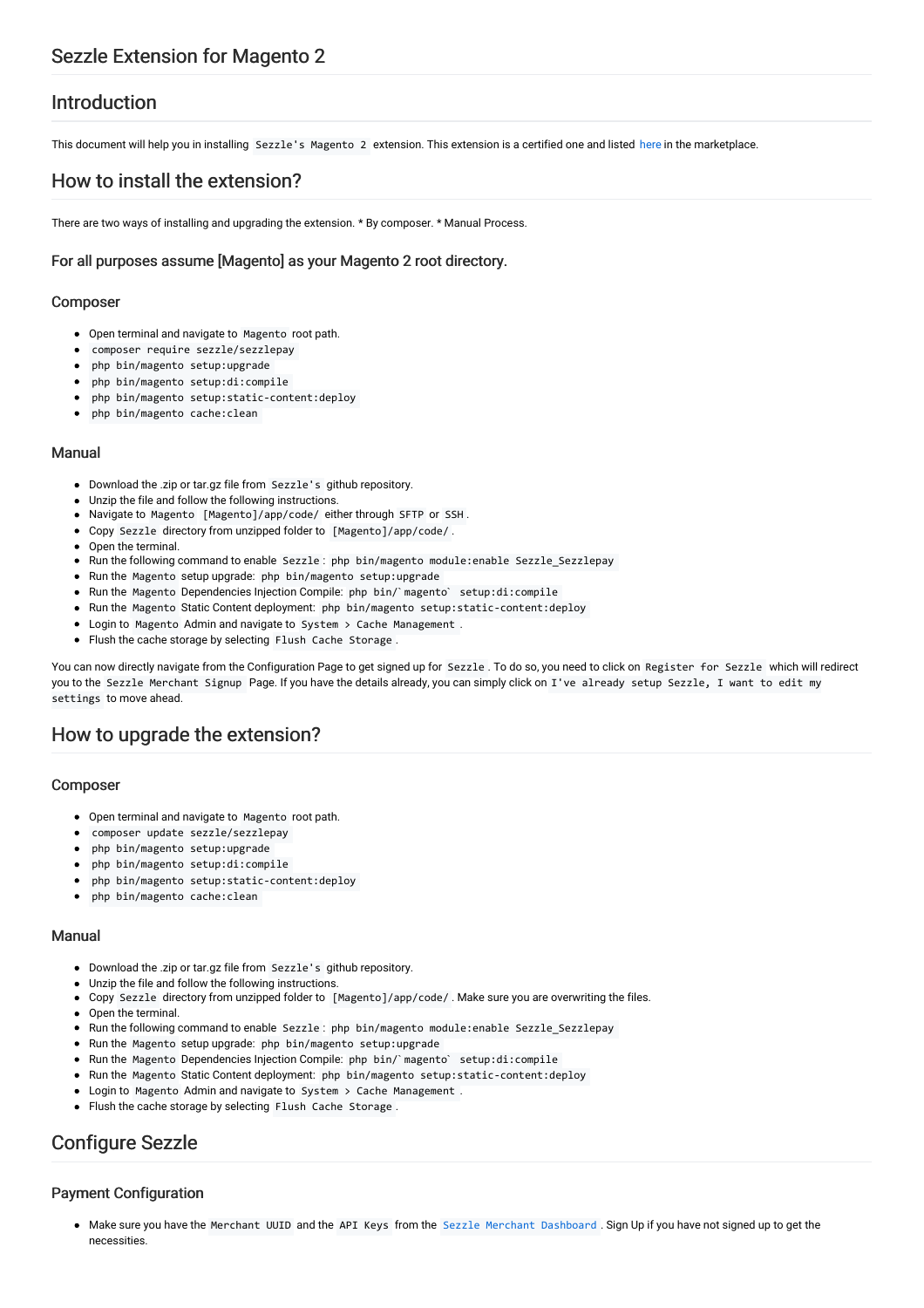# Sezzle Extension for Magento 2

## Introduction

This document will help you in installing `Sezzle's Magento 2` extension. This extension is a certified one and listed here in the marketplace.

## How to install the extension?

There are two ways of installing and upgrading the extension. * By composer. * Manual Process.

### For all purposes assume [Magento] as your Magento 2 root directory.

### Composer

- Open terminal and navigate to `Magento` root path.
- `composer require sezzle/sezzlepay`
- `php bin/magento setup:upgrade`
- `php bin/magento setup:di:compile`
- `php bin/magento setup:static-content:deploy`
- `php bin/magento cache:clean`

### Manual

- Download the .zip or tar.gz file from `Sezzle's` github repository.
- Unzip the file and follow the following instructions.
- Navigate to `Magento [Magento]/app/code/` either through `SFTP` or `SSH`.
- Copy `Sezzle` directory from unzipped folder to `[Magento]/app/code/`.
- Open the terminal.
- Run the following command to enable `Sezzle`: `php bin/magento module:enable Sezzle_Sezzlepay`
- Run the `Magento` setup upgrade: `php bin/magento setup:upgrade`
- Run the `Magento` Dependencies Injection Compile: ``php bin/`magento` setup:di:compile``
- Run the `Magento` Static Content deployment: `php bin/magento setup:static-content:deploy`
- Login to `Magento` Admin and navigate to `System > Cache Management`.
- Flush the cache storage by selecting `Flush Cache Storage`.

You can now directly navigate from the Configuration Page to get signed up for `Sezzle`. To do so, you need to click on `Register for Sezzle` which will redirect you to the `Sezzle Merchant Signup` Page. If you have the details already, you can simply click on `I've already setup Sezzle, I want to edit my settings` to move ahead.

## How to upgrade the extension?

### Composer

- Open terminal and navigate to `Magento` root path.
- `composer update sezzle/sezzlepay`
- `php bin/magento setup:upgrade`
- `php bin/magento setup:di:compile`
- `php bin/magento setup:static-content:deploy`
- `php bin/magento cache:clean`

### Manual

- Download the .zip or tar.gz file from `Sezzle's` github repository.
- Unzip the file and follow the following instructions.
- Copy `Sezzle` directory from unzipped folder to `[Magento]/app/code/`. Make sure you are overwriting the files.
- Open the terminal.
- Run the following command to enable `Sezzle`: `php bin/magento module:enable Sezzle_Sezzlepay`
- Run the `Magento` setup upgrade: `php bin/magento setup:upgrade`
- Run the `Magento` Dependencies Injection Compile: ``php bin/`magento` setup:di:compile``
- Run the `Magento` Static Content deployment: `php bin/magento setup:static-content:deploy`
- Login to `Magento` Admin and navigate to `System > Cache Management`.
- Flush the cache storage by selecting `Flush Cache Storage`.

## Configure Sezzle

### Payment Configuration

- Make sure you have the `Merchant UUID` and the `API Keys` from the `Sezzle Merchant Dashboard`. Sign Up if you have not signed up to get the necessities.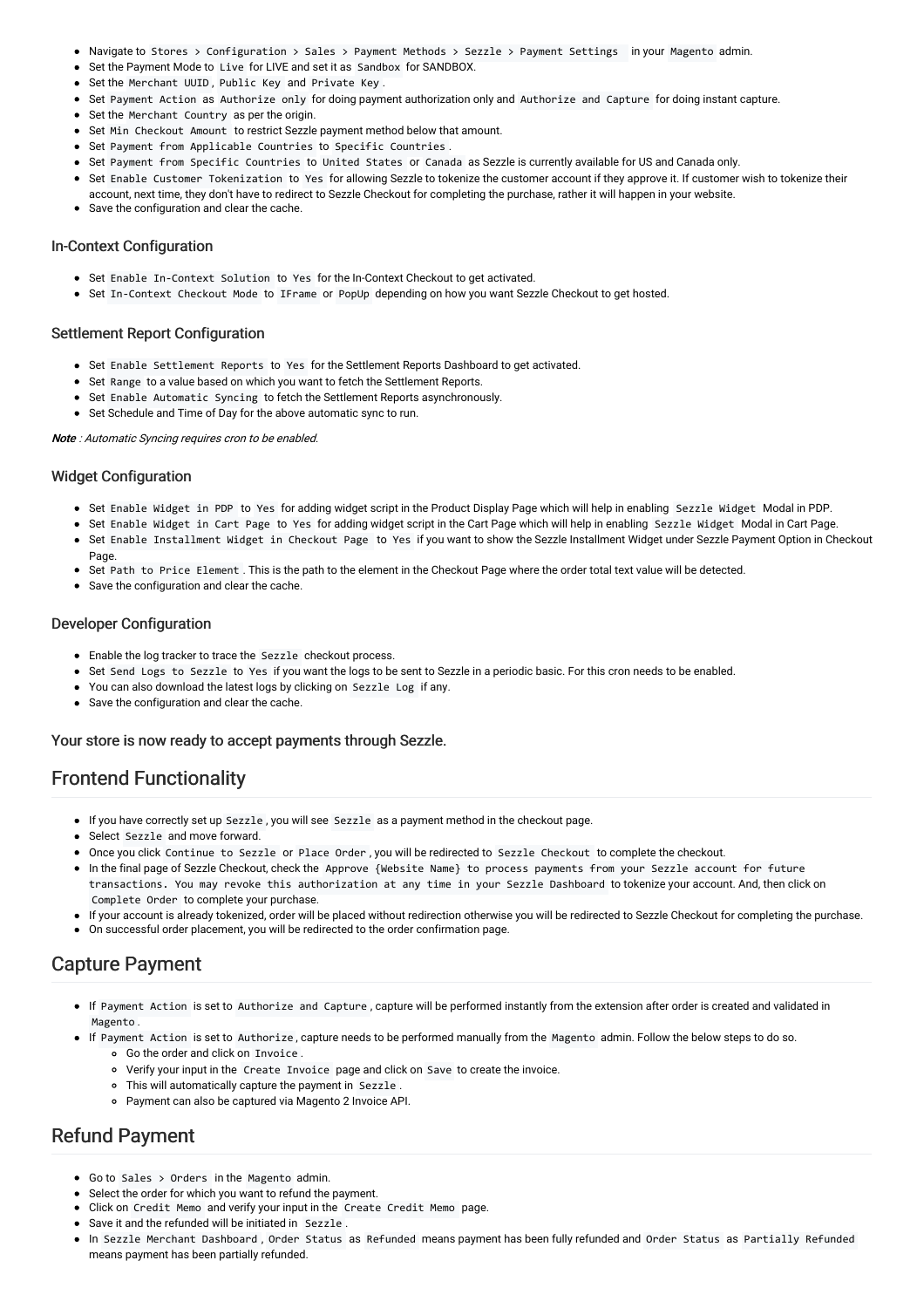- Navigate to `Stores > Configuration > Sales > Payment Methods > Sezzle > Payment Settings` in your `Magento` admin.
- Set the Payment Mode to `Live` for LIVE and set it as `Sandbox` for SANDBOX.
- Set the `Merchant UUID`, `Public Key` and `Private Key`.
- Set `Payment Action` as `Authorize only` for doing payment authorization only and `Authorize and Capture` for doing instant capture.
- Set the `Merchant Country` as per the origin.
- Set `Min Checkout Amount` to restrict Sezzle payment method below that amount.
- Set `Payment from Applicable Countries` to `Specific Countries`.
- Set `Payment from Specific Countries` to `United States` or `Canada` as Sezzle is currently available for US and Canada only.
- Set `Enable Customer Tokenization` to `Yes` for allowing Sezzle to tokenize the customer account if they approve it. If customer wish to tokenize their account, next time, they don't have to redirect to Sezzle Checkout for completing the purchase, rather it will happen in your website.
- Save the configuration and clear the cache.

### In-Context Configuration

- Set `Enable In-Context Solution` to `Yes` for the In-Context Checkout to get activated.
- Set `In-Context Checkout Mode` to `IFrame` or `PopUp` depending on how you want Sezzle Checkout to get hosted.

### Settlement Report Configuration

- Set `Enable Settlement Reports` to `Yes` for the Settlement Reports Dashboard to get activated.
- Set `Range` to a value based on which you want to fetch the Settlement Reports.
- Set `Enable Automatic Syncing` to fetch the Settlement Reports asynchronously.
- Set Schedule and Time of Day for the above automatic sync to run.

***Note*** *: Automatic Syncing requires cron to be enabled.*

### Widget Configuration

- Set `Enable Widget in PDP` to `Yes` for adding widget script in the Product Display Page which will help in enabling `Sezzle Widget` Modal in PDP.
- Set `Enable Widget in Cart Page` to `Yes` for adding widget script in the Cart Page which will help in enabling `Sezzle Widget` Modal in Cart Page.
- Set `Enable Installment Widget in Checkout Page` to `Yes` if you want to show the Sezzle Installment Widget under Sezzle Payment Option in Checkout Page.
- Set `Path to Price Element`. This is the path to the element in the Checkout Page where the order total text value will be detected.
- Save the configuration and clear the cache.

### Developer Configuration

- Enable the log tracker to trace the `Sezzle` checkout process.
- Set `Send Logs to Sezzle` to `Yes` if you want the logs to be sent to Sezzle in a periodic basic. For this cron needs to be enabled.
- You can also download the latest logs by clicking on `Sezzle Log` if any.
- Save the configuration and clear the cache.

### Your store is now ready to accept payments through Sezzle.

## Frontend Functionality

- If you have correctly set up `Sezzle`, you will see `Sezzle` as a payment method in the checkout page.
- Select `Sezzle` and move forward.
- Once you click `Continue to Sezzle` or `Place Order`, you will be redirected to `Sezzle Checkout` to complete the checkout.
- In the final page of Sezzle Checkout, check the `Approve {Website Name} to process payments from your Sezzle account for future transactions. You may revoke this authorization at any time in your Sezzle Dashboard` to tokenize your account. And, then click on `Complete Order` to complete your purchase.
- If your account is already tokenized, order will be placed without redirection otherwise you will be redirected to Sezzle Checkout for completing the purchase.
- On successful order placement, you will be redirected to the order confirmation page.

## Capture Payment

- If `Payment Action` is set to `Authorize and Capture`, capture will be performed instantly from the extension after order is created and validated in `Magento`.
- If `Payment Action` is set to `Authorize`, capture needs to be performed manually from the `Magento` admin. Follow the below steps to do so.
  - Go the order and click on `Invoice`.
  - Verify your input in the `Create Invoice` page and click on `Save` to create the invoice.
  - This will automatically capture the payment in `Sezzle`.
  - Payment can also be captured via Magento 2 Invoice API.

## Refund Payment

- Go to `Sales > Orders` in the `Magento` admin.
- Select the order for which you want to refund the payment.
- Click on `Credit Memo` and verify your input in the `Create Credit Memo` page.
- Save it and the refunded will be initiated in `Sezzle`.
- In `Sezzle Merchant Dashboard`, `Order Status` as `Refunded` means payment has been fully refunded and `Order Status` as `Partially Refunded` means payment has been partially refunded.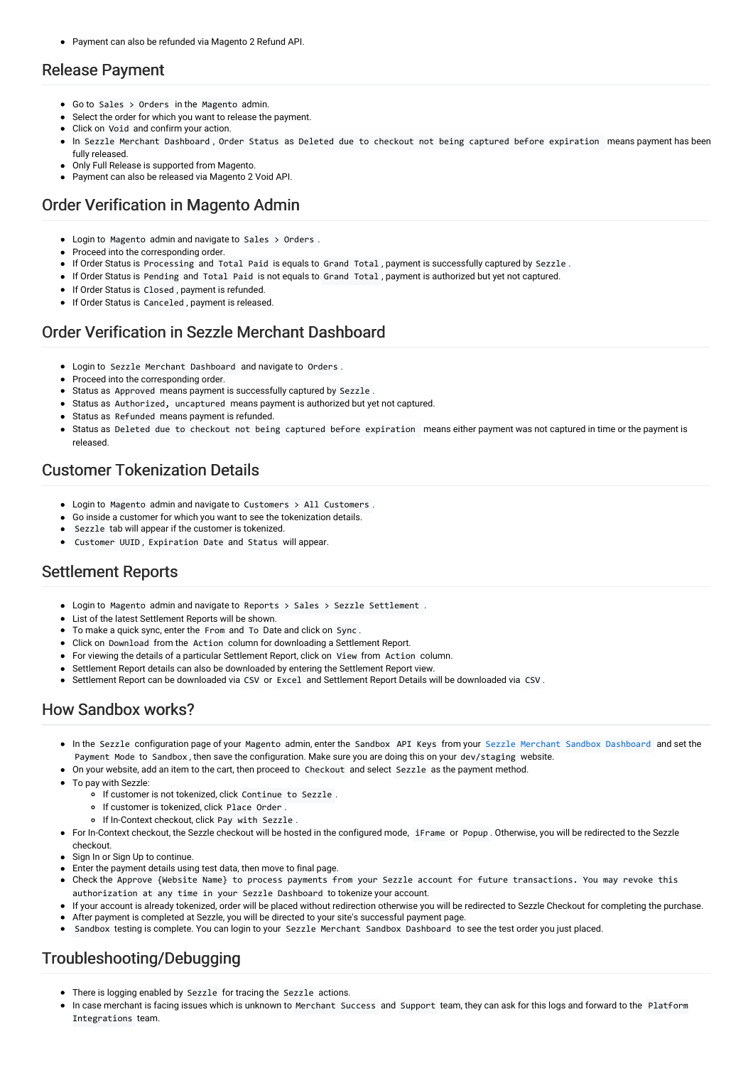- Payment can also be refunded via Magento 2 Refund API.

## Release Payment

- Go to `Sales > Orders` in the `Magento` admin.
- Select the order for which you want to release the payment.
- Click on `Void` and confirm your action.
- In `Sezzle Merchant Dashboard`, `Order Status` as `Deleted due to checkout not being captured before expiration` means payment has been fully released.
- Only Full Release is supported from Magento.
- Payment can also be released via Magento 2 Void API.

## Order Verification in Magento Admin

- Login to `Magento` admin and navigate to `Sales > Orders`.
- Proceed into the corresponding order.
- If Order Status is `Processing` and `Total Paid` is equals to `Grand Total`, payment is successfully captured by `Sezzle`.
- If Order Status is `Pending` and `Total Paid` is not equals to `Grand Total`, payment is authorized but yet not captured.
- If Order Status is `Closed`, payment is refunded.
- If Order Status is `Canceled`, payment is released.

## Order Verification in Sezzle Merchant Dashboard

- Login to `Sezzle Merchant Dashboard` and navigate to `Orders`.
- Proceed into the corresponding order.
- Status as `Approved` means payment is successfully captured by `Sezzle`.
- Status as `Authorized, uncaptured` means payment is authorized but yet not captured.
- Status as `Refunded` means payment is refunded.
- Status as `Deleted due to checkout not being captured before expiration` means either payment was not captured in time or the payment is released.

## Customer Tokenization Details

- Login to `Magento` admin and navigate to `Customers > All Customers`.
- Go inside a customer for which you want to see the tokenization details.
- `Sezzle` tab will appear if the customer is tokenized.
- `Customer UUID`, `Expiration Date` and `Status` will appear.

## Settlement Reports

- Login to `Magento` admin and navigate to `Reports > Sales > Sezzle Settlement`.
- List of the latest Settlement Reports will be shown.
- To make a quick sync, enter the `From` and `To` Date and click on `Sync`.
- Click on `Download` from the `Action` column for downloading a Settlement Report.
- For viewing the details of a particular Settlement Report, click on `View` from `Action` column.
- Settlement Report details can also be downloaded by entering the Settlement Report view.
- Settlement Report can be downloaded via `CSV` or `Excel` and Settlement Report Details will be downloaded via `CSV`.

## How Sandbox works?

- In the `Sezzle` configuration page of your `Magento` admin, enter the `Sandbox API Keys` from your `Sezzle Merchant Sandbox Dashboard` and set the `Payment Mode` to `Sandbox`, then save the configuration. Make sure you are doing this on your `dev/staging` website.
- On your website, add an item to the cart, then proceed to `Checkout` and select `Sezzle` as the payment method.
- To pay with Sezzle:
  - If customer is not tokenized, click `Continue to Sezzle`.
  - If customer is tokenized, click `Place Order`.
  - If In-Context checkout, click `Pay with Sezzle`.
- For In-Context checkout, the Sezzle checkout will be hosted in the configured mode, `iFrame` or `Popup`. Otherwise, you will be redirected to the Sezzle checkout.
- Sign In or Sign Up to continue.
- Enter the payment details using test data, then move to final page.
- Check the `Approve {Website Name} to process payments from your Sezzle account for future transactions. You may revoke this authorization at any time in your Sezzle Dashboard` to tokenize your account.
- If your account is already tokenized, order will be placed without redirection otherwise you will be redirected to Sezzle Checkout for completing the purchase.
- After payment is completed at Sezzle, you will be directed to your site's successful payment page.
- `Sandbox` testing is complete. You can login to your `Sezzle Merchant Sandbox Dashboard` to see the test order you just placed.

## Troubleshooting/Debugging

- There is logging enabled by `Sezzle` for tracing the `Sezzle` actions.
- In case merchant is facing issues which is unknown to `Merchant Success` and `Support` team, they can ask for this logs and forward to the `Platform Integrations` team.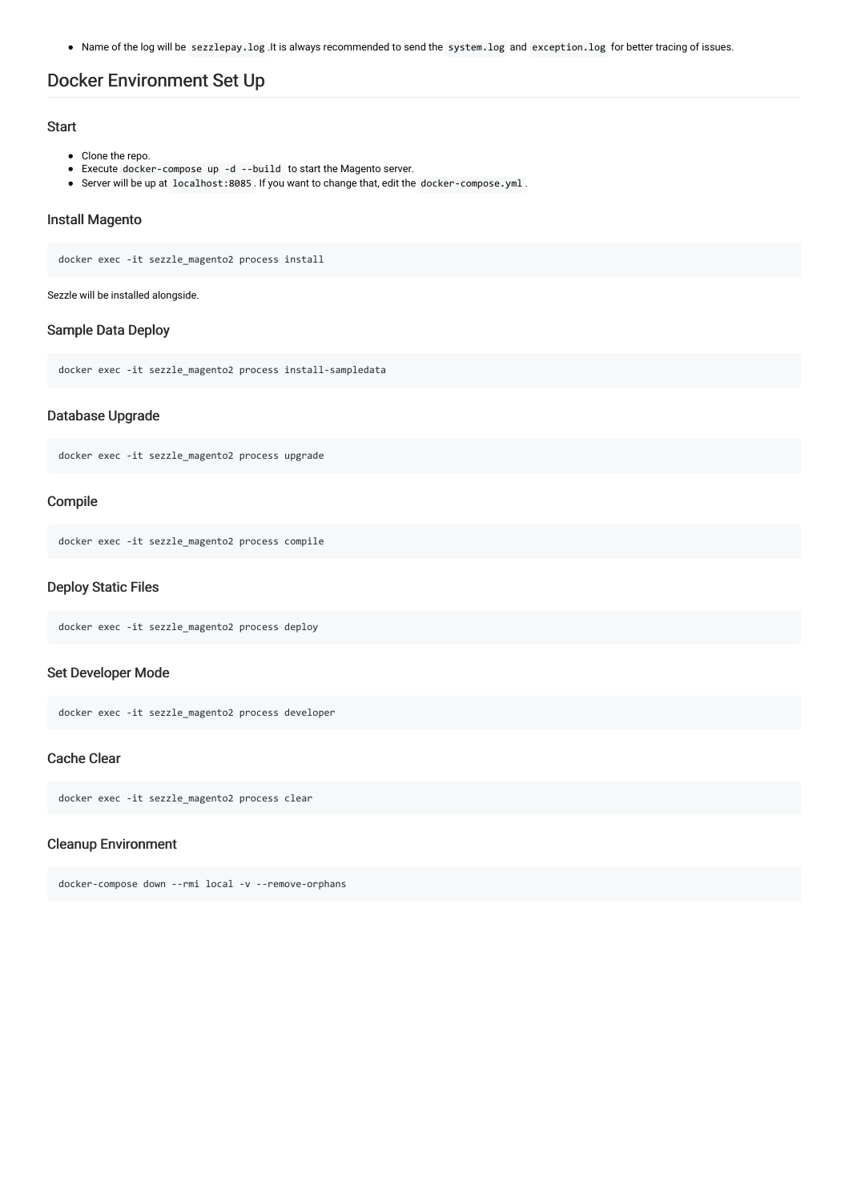- Name of the log will be `sezzlepay.log`.It is always recommended to send the `system.log` and `exception.log` for better tracing of issues.

## Docker Environment Set Up

### Start

- Clone the repo.
- Execute `docker-compose up -d --build` to start the Magento server.
- Server will be up at `localhost:8085`. If you want to change that, edit the `docker-compose.yml`.

### Install Magento

```
docker exec -it sezzle_magento2 process install
```

Sezzle will be installed alongside.

### Sample Data Deploy

```
docker exec -it sezzle_magento2 process install-sampledata
```

### Database Upgrade

```
docker exec -it sezzle_magento2 process upgrade
```

### Compile

```
docker exec -it sezzle_magento2 process compile
```

### Deploy Static Files

```
docker exec -it sezzle_magento2 process deploy
```

### Set Developer Mode

```
docker exec -it sezzle_magento2 process developer
```

### Cache Clear

```
docker exec -it sezzle_magento2 process clear
```

### Cleanup Environment

```
docker-compose down --rmi local -v --remove-orphans
```